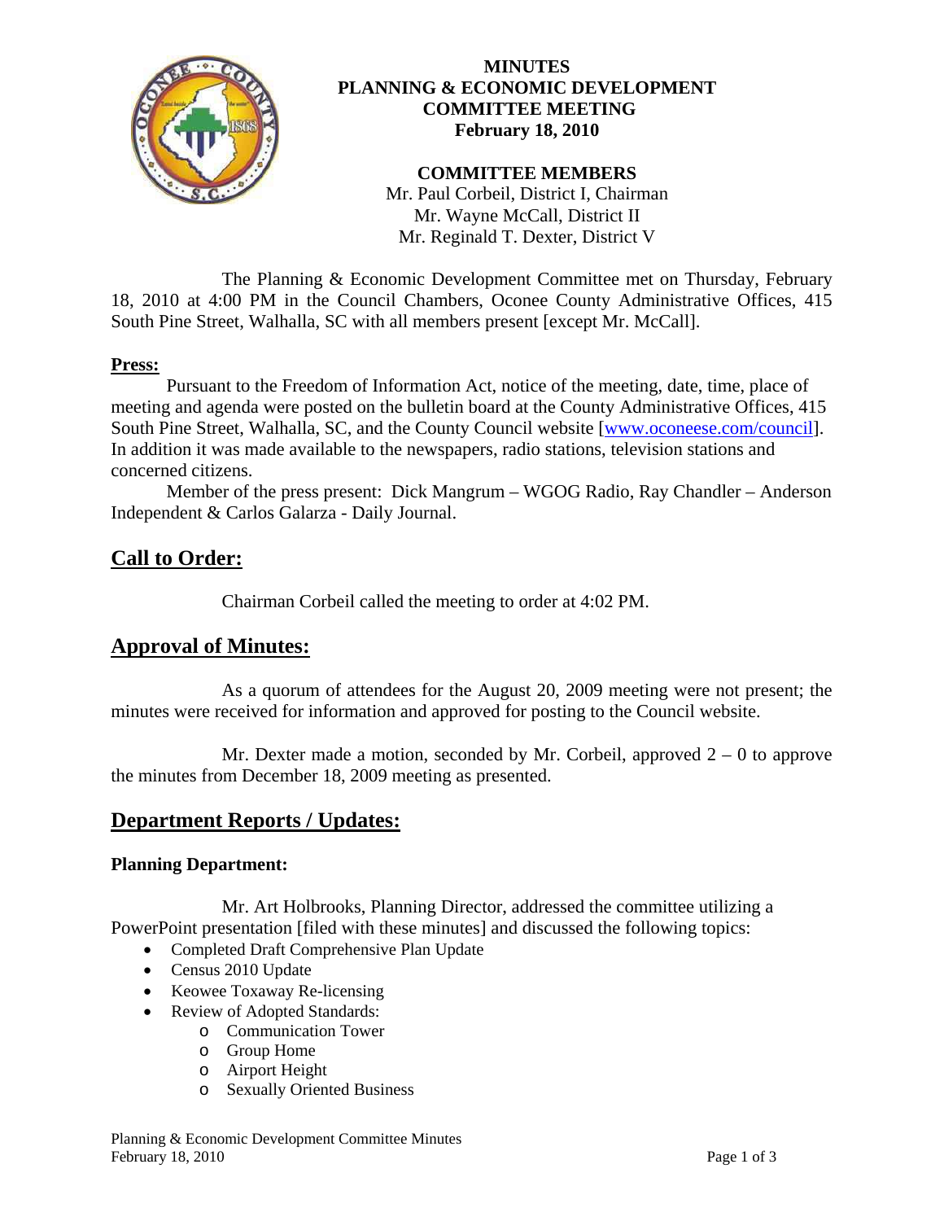# MINUTES
# PLANNING & ECONOMIC DEVELOPMENT COMMITTEE MEETING
# February 18, 2010

**COMMITTEE MEMBERS**

Mr. Paul Corbeil, District I, Chairman
Mr. Wayne McCall, District II
Mr. Reginald T. Dexter, District V

The Planning & Economic Development Committee met on Thursday, February 18, 2010 at 4:00 PM in the Council Chambers, Oconee County Administrative Offices, 415 South Pine Street, Walhalla, SC with all members present [except Mr. McCall].

**Press:**

Pursuant to the Freedom of Information Act, notice of the meeting, date, time, place of meeting and agenda were posted on the bulletin board at the County Administrative Offices, 415 South Pine Street, Walhalla, SC, and the County Council website [www.oconeese.com/council]. In addition it was made available to the newspapers, radio stations, television stations and concerned citizens.

Member of the press present: Dick Mangrum – WGOG Radio, Ray Chandler – Anderson Independent & Carlos Galarza - Daily Journal.

## Call to Order:

Chairman Corbeil called the meeting to order at 4:02 PM.

## Approval of Minutes:

As a quorum of attendees for the August 20, 2009 meeting were not present; the minutes were received for information and approved for posting to the Council website.

Mr. Dexter made a motion, seconded by Mr. Corbeil, approved 2 – 0 to approve the minutes from December 18, 2009 meeting as presented.

## Department Reports / Updates:

**Planning Department:**

Mr. Art Holbrooks, Planning Director, addressed the committee utilizing a PowerPoint presentation [filed with these minutes] and discussed the following topics:

- Completed Draft Comprehensive Plan Update
- Census 2010 Update
- Keowee Toxaway Re-licensing
- Review of Adopted Standards:
  - Communication Tower
  - Group Home
  - Airport Height
  - Sexually Oriented Business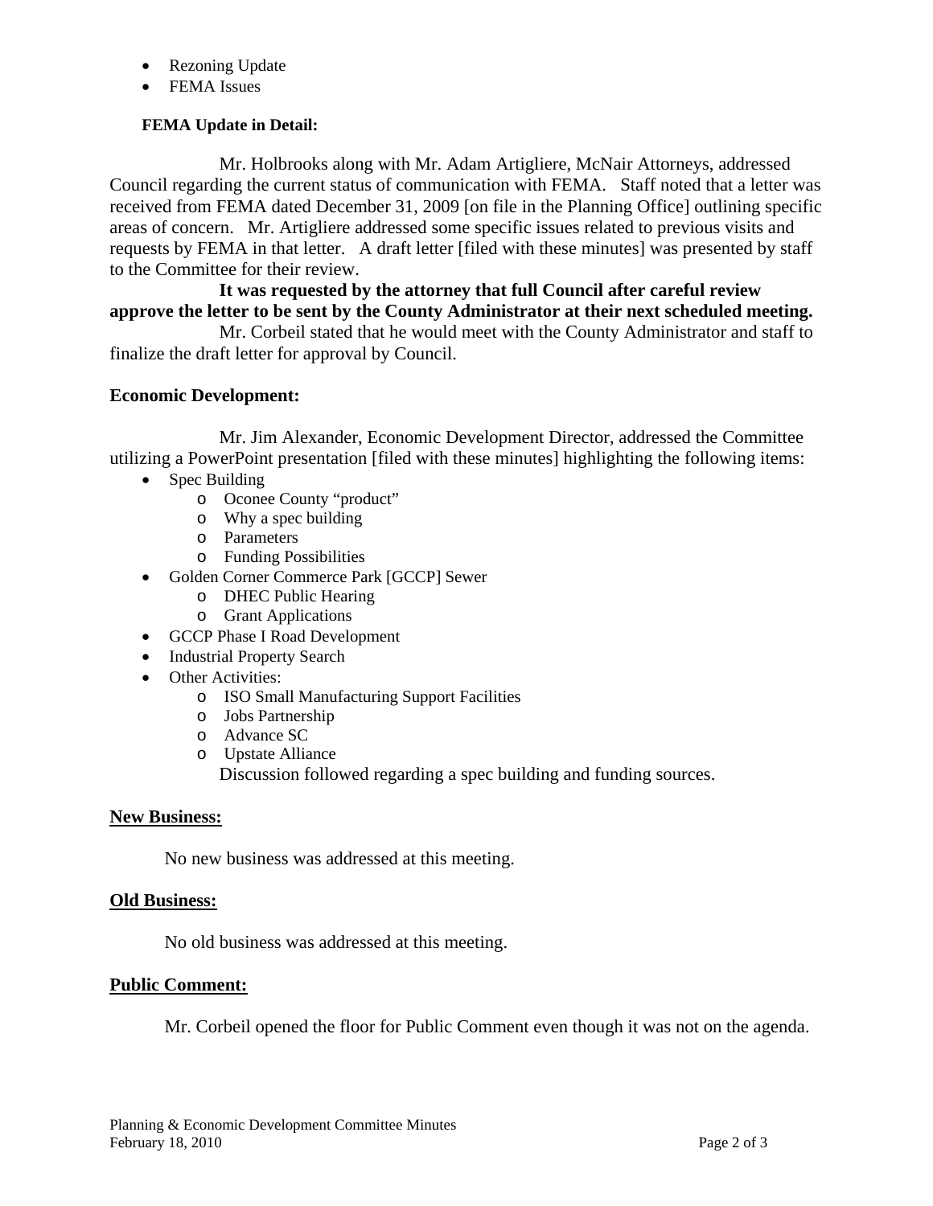- Rezoning Update
- FEMA Issues

**FEMA Update in Detail:**

Mr. Holbrooks along with Mr. Adam Artigliere, McNair Attorneys, addressed Council regarding the current status of communication with FEMA. Staff noted that a letter was received from FEMA dated December 31, 2009 [on file in the Planning Office] outlining specific areas of concern. Mr. Artigliere addressed some specific issues related to previous visits and requests by FEMA in that letter. A draft letter [filed with these minutes] was presented by staff to the Committee for their review.

**It was requested by the attorney that full Council after careful review approve the letter to be sent by the County Administrator at their next scheduled meeting.**

Mr. Corbeil stated that he would meet with the County Administrator and staff to finalize the draft letter for approval by Council.

**Economic Development:**

Mr. Jim Alexander, Economic Development Director, addressed the Committee utilizing a PowerPoint presentation [filed with these minutes] highlighting the following items:

- Spec Building
  - Oconee County "product"
  - Why a spec building
  - Parameters
  - Funding Possibilities
- Golden Corner Commerce Park [GCCP] Sewer
  - DHEC Public Hearing
  - Grant Applications
- GCCP Phase I Road Development
- Industrial Property Search
- Other Activities:
  - ISO Small Manufacturing Support Facilities
  - Jobs Partnership
  - Advance SC
  - Upstate Alliance

Discussion followed regarding a spec building and funding sources.

**New Business:**

No new business was addressed at this meeting.

**Old Business:**

No old business was addressed at this meeting.

**Public Comment:**

Mr. Corbeil opened the floor for Public Comment even though it was not on the agenda.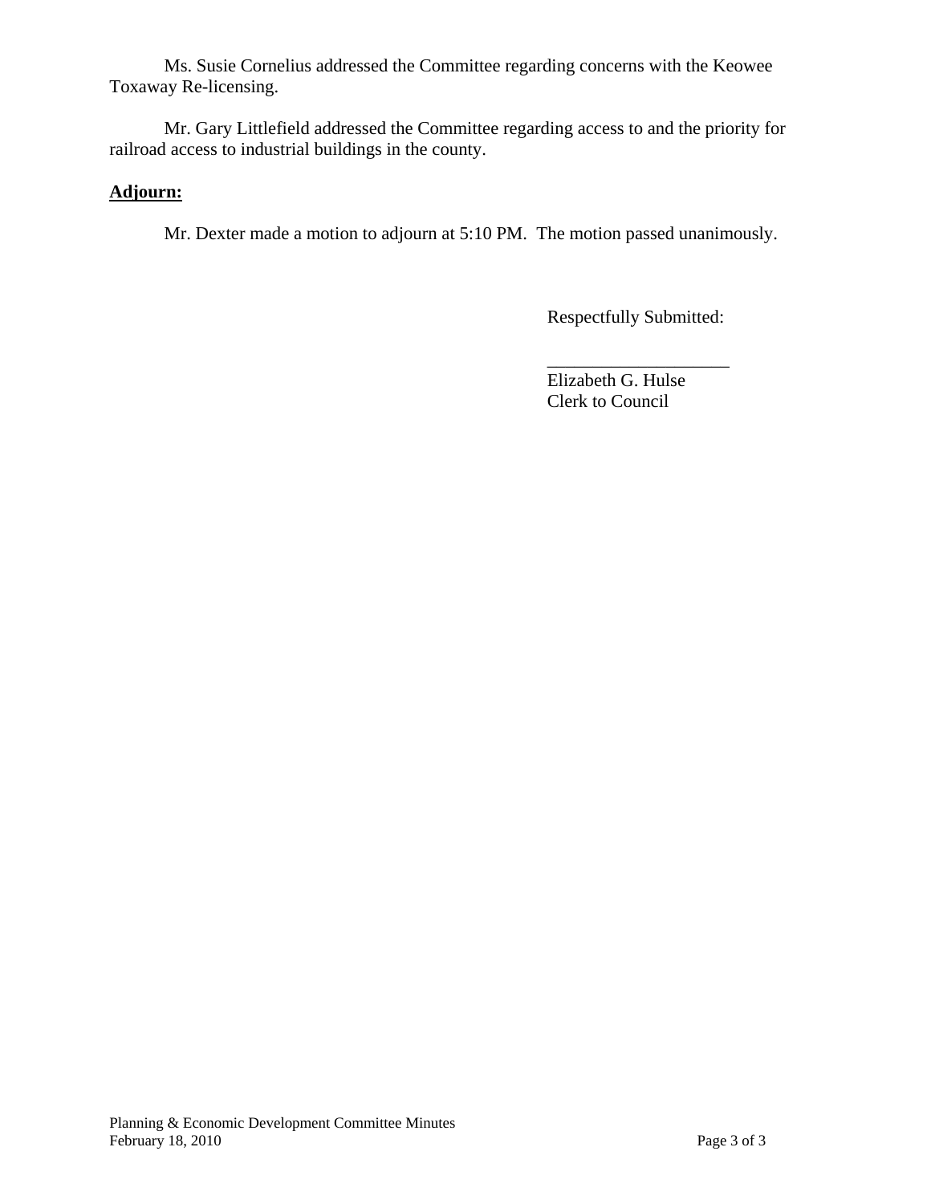Ms. Susie Cornelius addressed the Committee regarding concerns with the Keowee Toxaway Re-licensing.

Mr. Gary Littlefield addressed the Committee regarding access to and the priority for railroad access to industrial buildings in the county.

## Adjourn:

Mr. Dexter made a motion to adjourn at 5:10 PM. The motion passed unanimously.

Respectfully Submitted:

____________________

Elizabeth G. Hulse
Clerk to Council